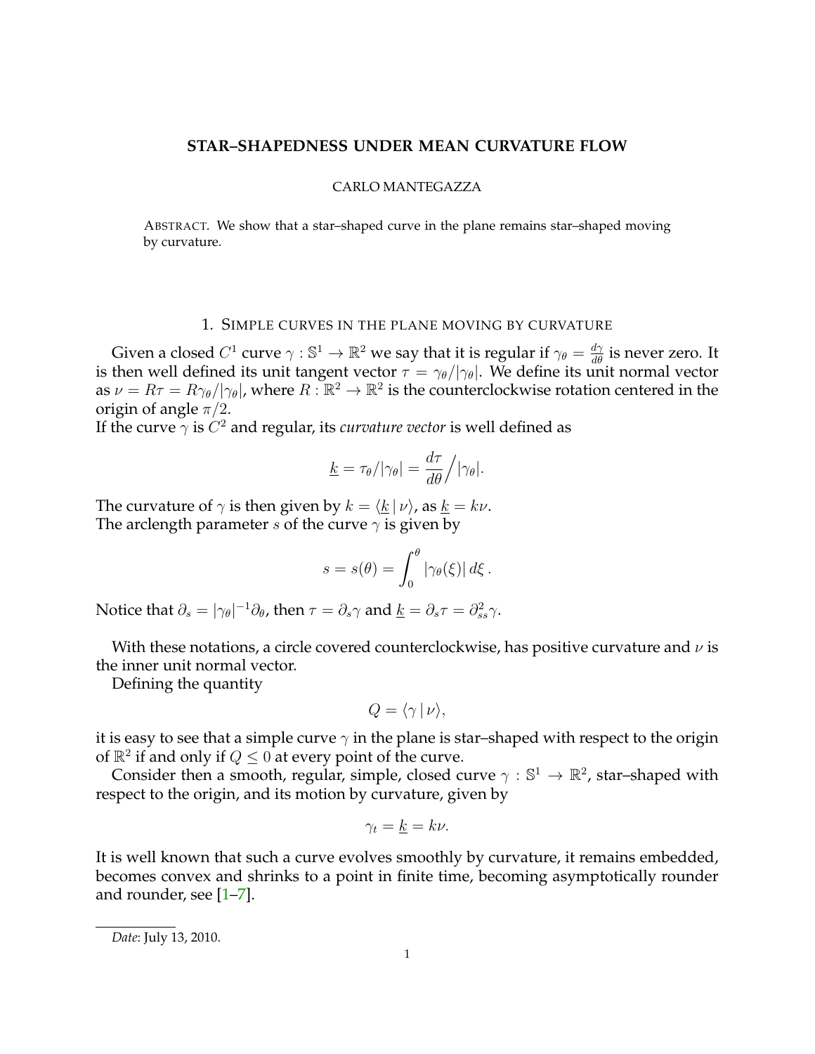# STAR–SHAPEDNESS UNDER MEAN CURVATURE FLOW

CARLO MANTEGAZZA

ABSTRACT. We show that a star–shaped curve in the plane remains star–shaped moving by curvature.

## 1. SIMPLE CURVES IN THE PLANE MOVING BY CURVATURE

Given a closed $C^1$ curve $\gamma : \mathbb{S}^1 \to \mathbb{R}^2$ we say that it is regular if $\gamma_\theta = \frac{d\gamma}{d\theta}$ is never zero. It is then well defined its unit tangent vector $\tau = \gamma_\theta / |\gamma_\theta|$. We define its unit normal vector as $\nu = R\tau = R\gamma_\theta/|\gamma_\theta|$, where $R : \mathbb{R}^2 \to \mathbb{R}^2$ is the counterclockwise rotation centered in the origin of angle $\pi/2$.
If the curve $\gamma$ is $C^2$ and regular, its *curvature vector* is well defined as

$$\underline{k} = \tau_\theta / |\gamma_\theta| = \frac{d\tau}{d\theta}\Big/ |\gamma_\theta|.$$

The curvature of $\gamma$ is then given by $k = \langle \underline{k} \,|\, \nu \rangle$, as $\underline{k} = k\nu$.
The arclength parameter $s$ of the curve $\gamma$ is given by

$$s = s(\theta) = \int_0^\theta |\gamma_\theta(\xi)| \, d\xi \, .$$

Notice that $\partial_s = |\gamma_\theta|^{-1}\partial_\theta$, then $\tau = \partial_s \gamma$ and $\underline{k} = \partial_s \tau = \partial^2_{ss}\gamma$.

With these notations, a circle covered counterclockwise, has positive curvature and $\nu$ is the inner unit normal vector.
Defining the quantity

$$Q = \langle \gamma \,|\, \nu \rangle,$$

it is easy to see that a simple curve $\gamma$ in the plane is star–shaped with respect to the origin of $\mathbb{R}^2$ if and only if $Q \leq 0$ at every point of the curve.

Consider then a smooth, regular, simple, closed curve $\gamma : \mathbb{S}^1 \to \mathbb{R}^2$, star–shaped with respect to the origin, and its motion by curvature, given by

$$\gamma_t = \underline{k} = k\nu.$$

It is well known that such a curve evolves smoothly by curvature, it remains embedded, becomes convex and shrinks to a point in finite time, becoming asymptotically rounder and rounder, see [1–7].

*Date*: July 13, 2010.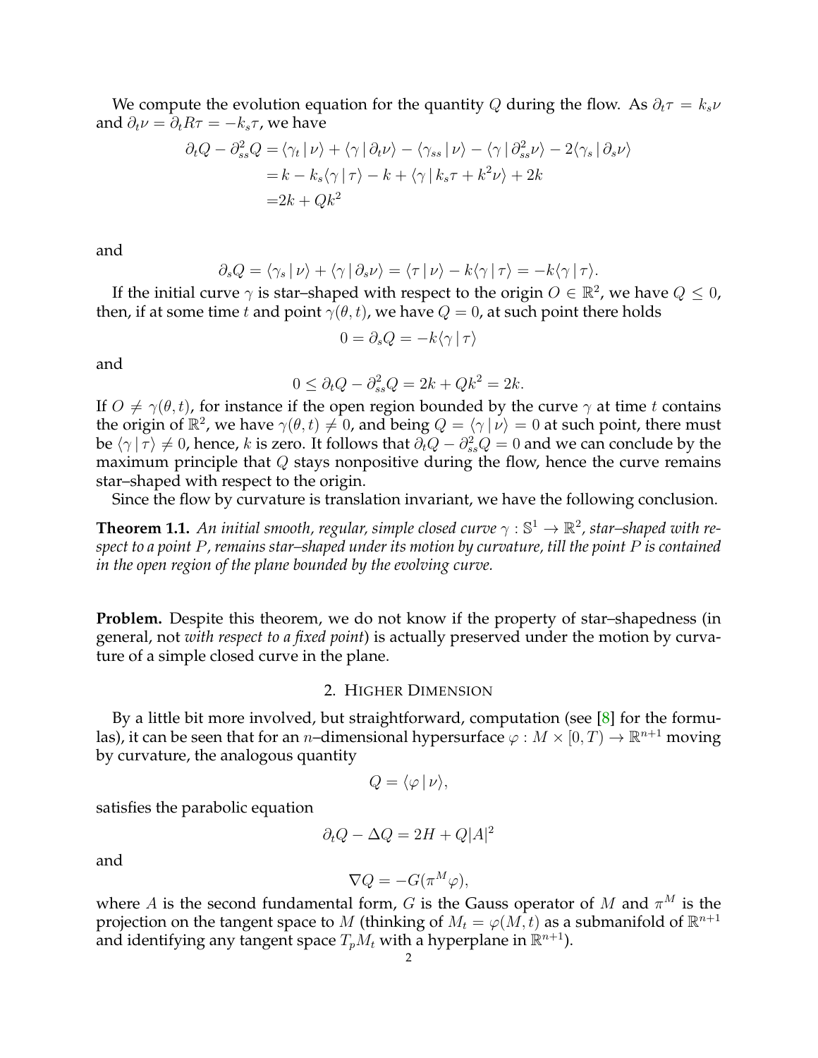We compute the evolution equation for the quantity $Q$ during the flow. As $\partial_t \tau = k_s \nu$ and $\partial_t \nu = \partial_t R\tau = -k_s \tau$, we have

$$
\begin{aligned}
\partial_t Q - \partial^2_{ss} Q &= \langle \gamma_t \,|\, \nu \rangle + \langle \gamma \,|\, \partial_t \nu \rangle - \langle \gamma_{ss} \,|\, \nu \rangle - \langle \gamma \,|\, \partial^2_{ss} \nu \rangle - 2\langle \gamma_s \,|\, \partial_s \nu \rangle \\
&= k - k_s \langle \gamma \,|\, \tau \rangle - k + \langle \gamma \,|\, k_s \tau + k^2 \nu \rangle + 2k \\
&= 2k + Qk^2
\end{aligned}
$$

and

$$
\partial_s Q = \langle \gamma_s \,|\, \nu \rangle + \langle \gamma \,|\, \partial_s \nu \rangle = \langle \tau \,|\, \nu \rangle - k \langle \gamma \,|\, \tau \rangle = -k \langle \gamma \,|\, \tau \rangle.
$$

If the initial curve $\gamma$ is star–shaped with respect to the origin $O \in \mathbb{R}^2$, we have $Q \leq 0$, then, if at some time $t$ and point $\gamma(\theta, t)$, we have $Q = 0$, at such point there holds

$$
0 = \partial_s Q = -k \langle \gamma \,|\, \tau \rangle
$$

and

$$
0 \leq \partial_t Q - \partial^2_{ss} Q = 2k + Qk^2 = 2k.
$$

If $O \neq \gamma(\theta, t)$, for instance if the open region bounded by the curve $\gamma$ at time $t$ contains the origin of $\mathbb{R}^2$, we have $\gamma(\theta, t) \neq 0$, and being $Q = \langle \gamma \,|\, \nu \rangle = 0$ at such point, there must be $\langle \gamma \,|\, \tau \rangle \neq 0$, hence, $k$ is zero. It follows that $\partial_t Q - \partial^2_{ss} Q = 0$ and we can conclude by the maximum principle that $Q$ stays nonpositive during the flow, hence the curve remains star–shaped with respect to the origin.

Since the flow by curvature is translation invariant, we have the following conclusion.

**Theorem 1.1.** *An initial smooth, regular, simple closed curve $\gamma : \mathbb{S}^1 \to \mathbb{R}^2$, star–shaped with respect to a point $P$, remains star–shaped under its motion by curvature, till the point $P$ is contained in the open region of the plane bounded by the evolving curve.*

**Problem.** Despite this theorem, we do not know if the property of star–shapedness (in general, not *with respect to a fixed point*) is actually preserved under the motion by curvature of a simple closed curve in the plane.

## 2. Higher Dimension

By a little bit more involved, but straightforward, computation (see [8] for the formulas), it can be seen that for an $n$–dimensional hypersurface $\varphi : M \times [0, T) \to \mathbb{R}^{n+1}$ moving by curvature, the analogous quantity

$$
Q = \langle \varphi \,|\, \nu \rangle,
$$

satisfies the parabolic equation

$$
\partial_t Q - \Delta Q = 2H + Q|A|^2
$$

and

$$
\nabla Q = -G(\pi^M \varphi),
$$

where $A$ is the second fundamental form, $G$ is the Gauss operator of $M$ and $\pi^M$ is the projection on the tangent space to $M$ (thinking of $M_t = \varphi(M, t)$ as a submanifold of $\mathbb{R}^{n+1}$ and identifying any tangent space $T_p M_t$ with a hyperplane in $\mathbb{R}^{n+1}$).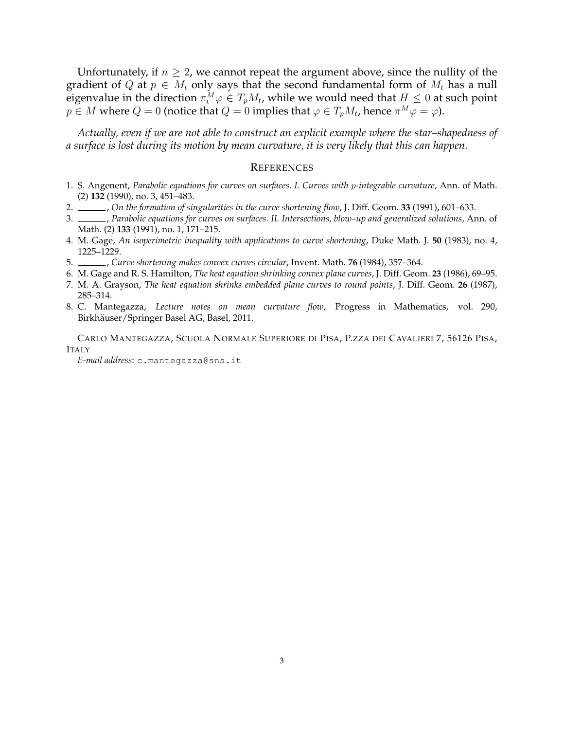Unfortunately, if $n \geq 2$, we cannot repeat the argument above, since the nullity of the gradient of $Q$ at $p \in M_t$ only says that the second fundamental form of $M_t$ has a null eigenvalue in the direction $\pi_t^M \varphi \in T_p M_t$, while we would need that $H \leq 0$ at such point $p \in M$ where $Q = 0$ (notice that $Q = 0$ implies that $\varphi \in T_p M_t$, hence $\pi^M \varphi = \varphi$).

*Actually, even if we are not able to construct an explicit example where the star–shapedness of a surface is lost during its motion by mean curvature, it is very likely that this can happen.*

## References

1. S. Angenent, *Parabolic equations for curves on surfaces. I. Curves with $p$-integrable curvature*, Ann. of Math. (2) **132** (1990), no. 3, 451–483.
2. ______, *On the formation of singularities in the curve shortening flow*, J. Diff. Geom. **33** (1991), 601–633.
3. ______, *Parabolic equations for curves on surfaces. II. Intersections, blow–up and generalized solutions*, Ann. of Math. (2) **133** (1991), no. 1, 171–215.
4. M. Gage, *An isoperimetric inequality with applications to curve shortening*, Duke Math. J. **50** (1983), no. 4, 1225–1229.
5. ______, *Curve shortening makes convex curves circular*, Invent. Math. **76** (1984), 357–364.
6. M. Gage and R. S. Hamilton, *The heat equation shrinking convex plane curves*, J. Diff. Geom. **23** (1986), 69–95.
7. M. A. Grayson, *The heat equation shrinks embedded plane curves to round points*, J. Diff. Geom. **26** (1987), 285–314.
8. C. Mantegazza, *Lecture notes on mean curvature flow*, Progress in Mathematics, vol. 290, Birkhäuser/Springer Basel AG, Basel, 2011.

Carlo Mantegazza, Scuola Normale Superiore di Pisa, P.zza dei Cavalieri 7, 56126 Pisa, Italy

*E-mail address*: c.mantegazza@sns.it